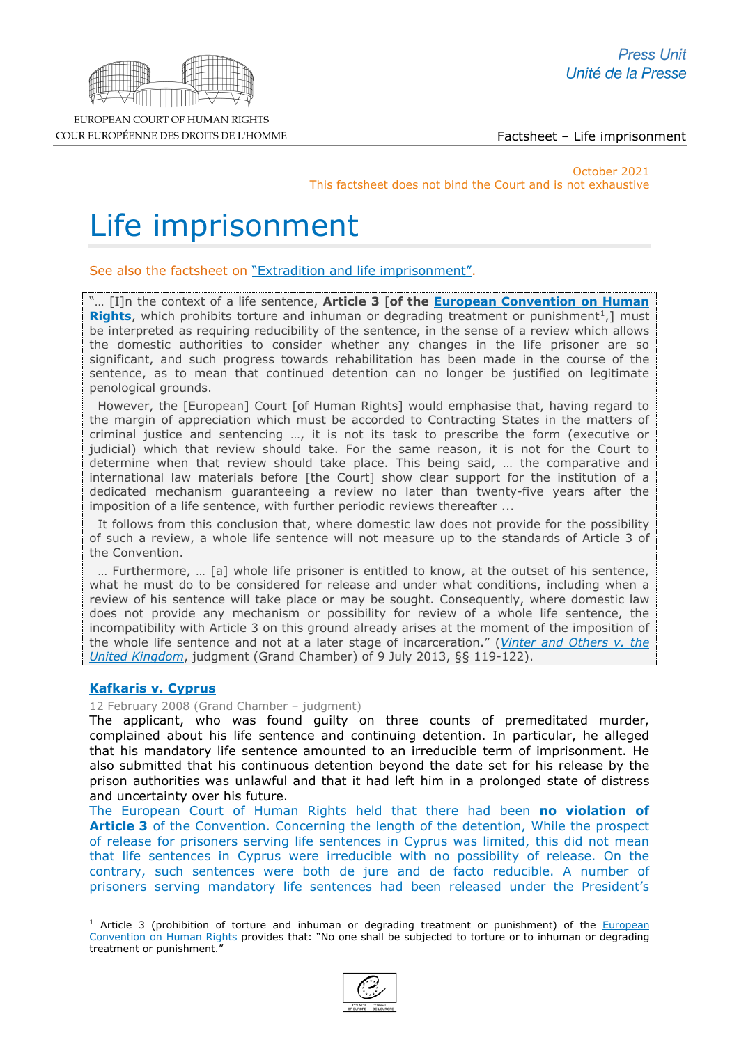Factsheet – Life imprisonment

October 2021
This factsheet does not bind the Court and is not exhaustive

# Life imprisonment

See also the factsheet on "Extradition and life imprisonment".

"… [I]n the context of a life sentence, **Article 3** [**of the European Convention on Human Rights**, which prohibits torture and inhuman or degrading treatment or punishment[1],] must be interpreted as requiring reducibility of the sentence, in the sense of a review which allows the domestic authorities to consider whether any changes in the life prisoner are so significant, and such progress towards rehabilitation has been made in the course of the sentence, as to mean that continued detention can no longer be justified on legitimate penological grounds.

However, the [European] Court [of Human Rights] would emphasise that, having regard to the margin of appreciation which must be accorded to Contracting States in the matters of criminal justice and sentencing …, it is not its task to prescribe the form (executive or judicial) which that review should take. For the same reason, it is not for the Court to determine when that review should take place. This being said, … the comparative and international law materials before [the Court] show clear support for the institution of a dedicated mechanism guaranteeing a review no later than twenty-five years after the imposition of a life sentence, with further periodic reviews thereafter ...

It follows from this conclusion that, where domestic law does not provide for the possibility of such a review, a whole life sentence will not measure up to the standards of Article 3 of the Convention.

… Furthermore, … [a] whole life prisoner is entitled to know, at the outset of his sentence, what he must do to be considered for release and under what conditions, including when a review of his sentence will take place or may be sought. Consequently, where domestic law does not provide any mechanism or possibility for review of a whole life sentence, the incompatibility with Article 3 on this ground already arises at the moment of the imposition of the whole life sentence and not at a later stage of incarceration." (*Vinter and Others v. the United Kingdom*, judgment (Grand Chamber) of 9 July 2013, §§ 119-122).

**Kafkaris v. Cyprus**

12 February 2008 (Grand Chamber – judgment)

The applicant, who was found guilty on three counts of premeditated murder, complained about his life sentence and continuing detention. In particular, he alleged that his mandatory life sentence amounted to an irreducible term of imprisonment. He also submitted that his continuous detention beyond the date set for his release by the prison authorities was unlawful and that it had left him in a prolonged state of distress and uncertainty over his future.

The European Court of Human Rights held that there had been **no violation of Article 3** of the Convention. Concerning the length of the detention, While the prospect of release for prisoners serving life sentences in Cyprus was limited, this did not mean that life sentences in Cyprus were irreducible with no possibility of release. On the contrary, such sentences were both de jure and de facto reducible. A number of prisoners serving mandatory life sentences had been released under the President's

[1] Article 3 (prohibition of torture and inhuman or degrading treatment or punishment) of the European Convention on Human Rights provides that: "No one shall be subjected to torture or to inhuman or degrading treatment or punishment."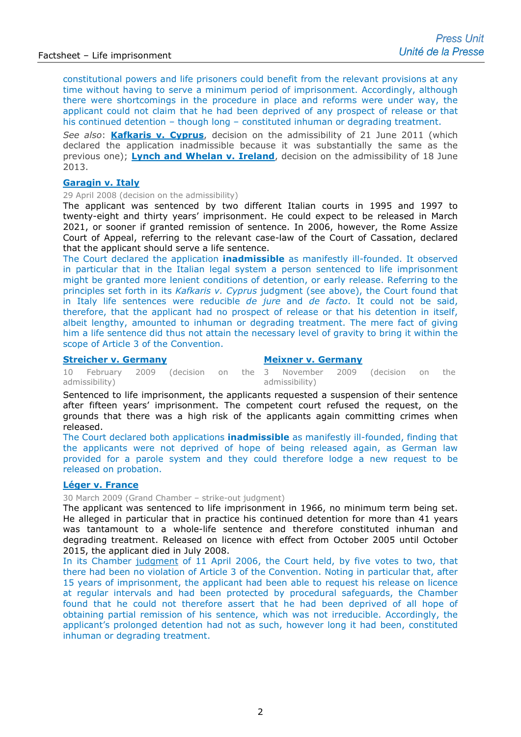constitutional powers and life prisoners could benefit from the relevant provisions at any time without having to serve a minimum period of imprisonment. Accordingly, although there were shortcomings in the procedure in place and reforms were under way, the applicant could not claim that he had been deprived of any prospect of release or that his continued detention – though long – constituted inhuman or degrading treatment.

*See also*: **Kafkaris v. Cyprus**, decision on the admissibility of 21 June 2011 (which declared the application inadmissible because it was substantially the same as the previous one); **Lynch and Whelan v. Ireland**, decision on the admissibility of 18 June 2013.

### Garagin v. Italy

29 April 2008 (decision on the admissibility)

The applicant was sentenced by two different Italian courts in 1995 and 1997 to twenty-eight and thirty years' imprisonment. He could expect to be released in March 2021, or sooner if granted remission of sentence. In 2006, however, the Rome Assize Court of Appeal, referring to the relevant case-law of the Court of Cassation, declared that the applicant should serve a life sentence.

The Court declared the application **inadmissible** as manifestly ill-founded. It observed in particular that in the Italian legal system a person sentenced to life imprisonment might be granted more lenient conditions of detention, or early release. Referring to the principles set forth in its *Kafkaris v. Cyprus* judgment (see above), the Court found that in Italy life sentences were reducible *de jure* and *de facto*. It could not be said, therefore, that the applicant had no prospect of release or that his detention in itself, albeit lengthy, amounted to inhuman or degrading treatment. The mere fact of giving him a life sentence did thus not attain the necessary level of gravity to bring it within the scope of Article 3 of the Convention.

### Streicher v. Germany

10 February 2009 (decision on the admissibility)

### Meixner v. Germany

3 November 2009 (decision on the admissibility)

Sentenced to life imprisonment, the applicants requested a suspension of their sentence after fifteen years' imprisonment. The competent court refused the request, on the grounds that there was a high risk of the applicants again committing crimes when released.

The Court declared both applications **inadmissible** as manifestly ill-founded, finding that the applicants were not deprived of hope of being released again, as German law provided for a parole system and they could therefore lodge a new request to be released on probation.

### Léger v. France

30 March 2009 (Grand Chamber – strike-out judgment)

The applicant was sentenced to life imprisonment in 1966, no minimum term being set. He alleged in particular that in practice his continued detention for more than 41 years was tantamount to a whole-life sentence and therefore constituted inhuman and degrading treatment. Released on licence with effect from October 2005 until October 2015, the applicant died in July 2008.

In its Chamber judgment of 11 April 2006, the Court held, by five votes to two, that there had been no violation of Article 3 of the Convention. Noting in particular that, after 15 years of imprisonment, the applicant had been able to request his release on licence at regular intervals and had been protected by procedural safeguards, the Chamber found that he could not therefore assert that he had been deprived of all hope of obtaining partial remission of his sentence, which was not irreducible. Accordingly, the applicant's prolonged detention had not as such, however long it had been, constituted inhuman or degrading treatment.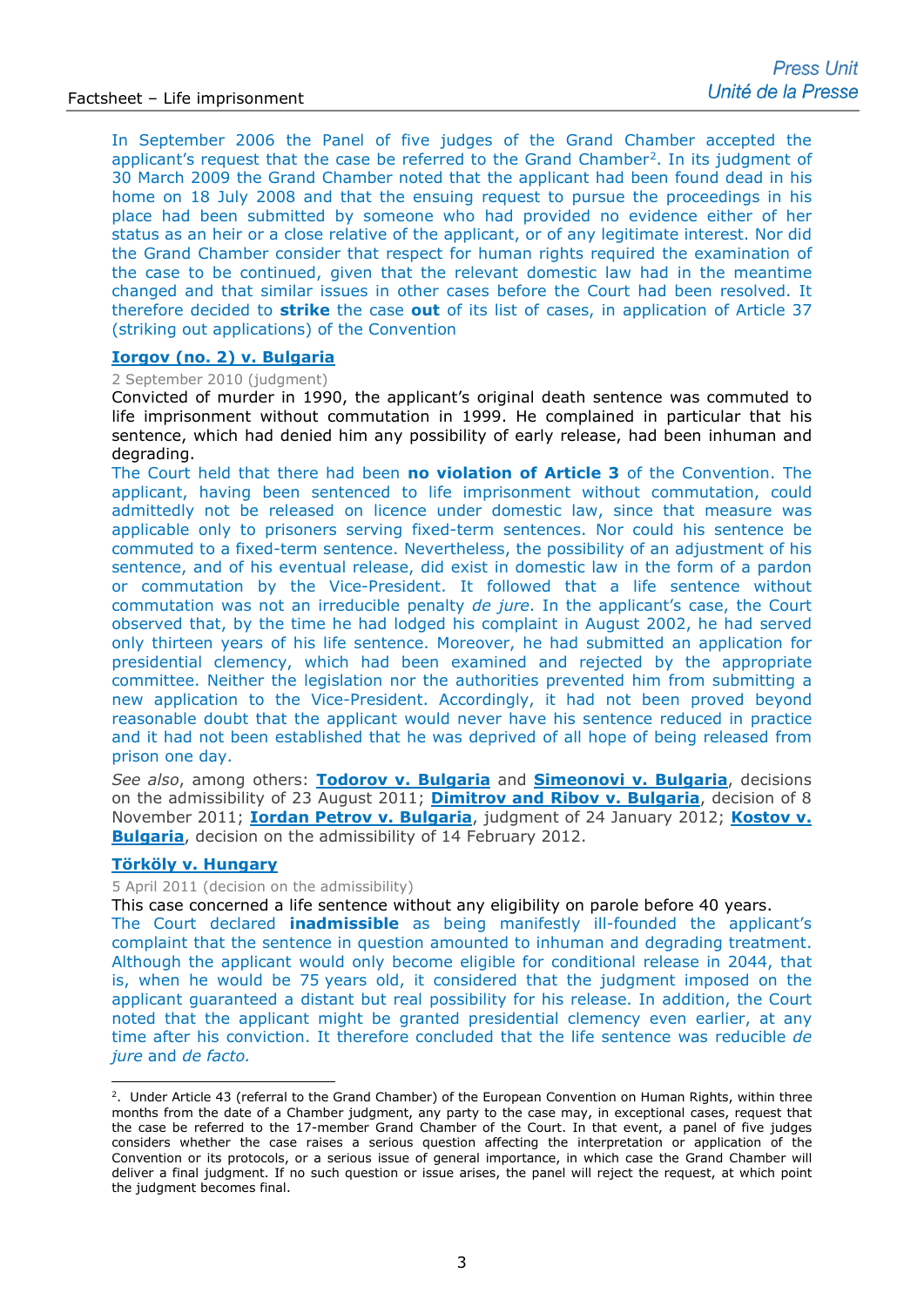In September 2006 the Panel of five judges of the Grand Chamber accepted the applicant's request that the case be referred to the Grand Chamber[2]. In its judgment of 30 March 2009 the Grand Chamber noted that the applicant had been found dead in his home on 18 July 2008 and that the ensuing request to pursue the proceedings in his place had been submitted by someone who had provided no evidence either of her status as an heir or a close relative of the applicant, or of any legitimate interest. Nor did the Grand Chamber consider that respect for human rights required the examination of the case to be continued, given that the relevant domestic law had in the meantime changed and that similar issues in other cases before the Court had been resolved. It therefore decided to **strike** the case **out** of its list of cases, in application of Article 37 (striking out applications) of the Convention

**Iorgov (no. 2) v. Bulgaria**

2 September 2010 (judgment)

Convicted of murder in 1990, the applicant's original death sentence was commuted to life imprisonment without commutation in 1999. He complained in particular that his sentence, which had denied him any possibility of early release, had been inhuman and degrading.

The Court held that there had been **no violation of Article 3** of the Convention. The applicant, having been sentenced to life imprisonment without commutation, could admittedly not be released on licence under domestic law, since that measure was applicable only to prisoners serving fixed-term sentences. Nor could his sentence be commuted to a fixed-term sentence. Nevertheless, the possibility of an adjustment of his sentence, and of his eventual release, did exist in domestic law in the form of a pardon or commutation by the Vice-President. It followed that a life sentence without commutation was not an irreducible penalty *de jure*. In the applicant's case, the Court observed that, by the time he had lodged his complaint in August 2002, he had served only thirteen years of his life sentence. Moreover, he had submitted an application for presidential clemency, which had been examined and rejected by the appropriate committee. Neither the legislation nor the authorities prevented him from submitting a new application to the Vice-President. Accordingly, it had not been proved beyond reasonable doubt that the applicant would never have his sentence reduced in practice and it had not been established that he was deprived of all hope of being released from prison one day.

*See also*, among others: **Todorov v. Bulgaria** and **Simeonovi v. Bulgaria**, decisions on the admissibility of 23 August 2011; **Dimitrov and Ribov v. Bulgaria**, decision of 8 November 2011; **Iordan Petrov v. Bulgaria**, judgment of 24 January 2012; **Kostov v. Bulgaria**, decision on the admissibility of 14 February 2012.

**Törköly v. Hungary**

5 April 2011 (decision on the admissibility)

This case concerned a life sentence without any eligibility on parole before 40 years.

The Court declared **inadmissible** as being manifestly ill-founded the applicant's complaint that the sentence in question amounted to inhuman and degrading treatment. Although the applicant would only become eligible for conditional release in 2044, that is, when he would be 75 years old, it considered that the judgment imposed on the applicant guaranteed a distant but real possibility for his release. In addition, the Court noted that the applicant might be granted presidential clemency even earlier, at any time after his conviction. It therefore concluded that the life sentence was reducible *de jure* and *de facto.*

[2]. Under Article 43 (referral to the Grand Chamber) of the European Convention on Human Rights, within three months from the date of a Chamber judgment, any party to the case may, in exceptional cases, request that the case be referred to the 17-member Grand Chamber of the Court. In that event, a panel of five judges considers whether the case raises a serious question affecting the interpretation or application of the Convention or its protocols, or a serious issue of general importance, in which case the Grand Chamber will deliver a final judgment. If no such question or issue arises, the panel will reject the request, at which point the judgment becomes final.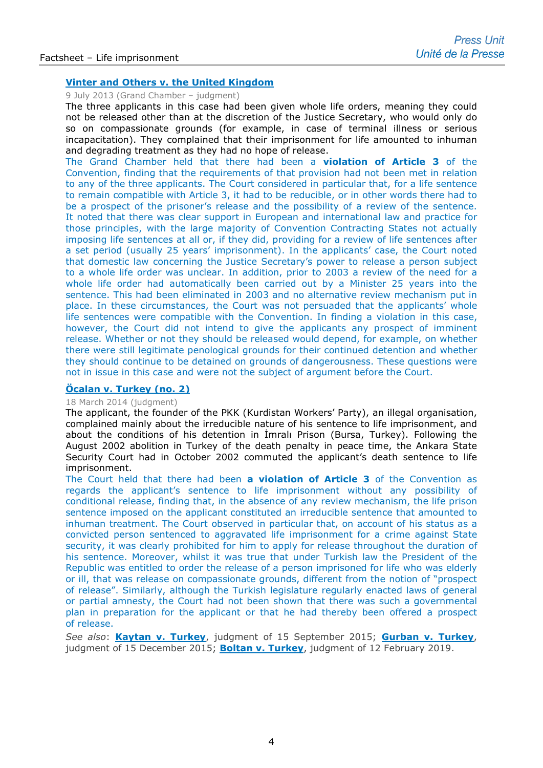### Vinter and Others v. the United Kingdom

9 July 2013 (Grand Chamber – judgment)

The three applicants in this case had been given whole life orders, meaning they could not be released other than at the discretion of the Justice Secretary, who would only do so on compassionate grounds (for example, in case of terminal illness or serious incapacitation). They complained that their imprisonment for life amounted to inhuman and degrading treatment as they had no hope of release.

The Grand Chamber held that there had been a **violation of Article 3** of the Convention, finding that the requirements of that provision had not been met in relation to any of the three applicants. The Court considered in particular that, for a life sentence to remain compatible with Article 3, it had to be reducible, or in other words there had to be a prospect of the prisoner's release and the possibility of a review of the sentence. It noted that there was clear support in European and international law and practice for those principles, with the large majority of Convention Contracting States not actually imposing life sentences at all or, if they did, providing for a review of life sentences after a set period (usually 25 years' imprisonment). In the applicants' case, the Court noted that domestic law concerning the Justice Secretary's power to release a person subject to a whole life order was unclear. In addition, prior to 2003 a review of the need for a whole life order had automatically been carried out by a Minister 25 years into the sentence. This had been eliminated in 2003 and no alternative review mechanism put in place. In these circumstances, the Court was not persuaded that the applicants' whole life sentences were compatible with the Convention. In finding a violation in this case, however, the Court did not intend to give the applicants any prospect of imminent release. Whether or not they should be released would depend, for example, on whether there were still legitimate penological grounds for their continued detention and whether they should continue to be detained on grounds of dangerousness. These questions were not in issue in this case and were not the subject of argument before the Court.

### Öcalan v. Turkey (no. 2)

18 March 2014 (judgment)

The applicant, the founder of the PKK (Kurdistan Workers' Party), an illegal organisation, complained mainly about the irreducible nature of his sentence to life imprisonment, and about the conditions of his detention in İmralı Prison (Bursa, Turkey). Following the August 2002 abolition in Turkey of the death penalty in peace time, the Ankara State Security Court had in October 2002 commuted the applicant's death sentence to life imprisonment.

The Court held that there had been **a violation of Article 3** of the Convention as regards the applicant's sentence to life imprisonment without any possibility of conditional release, finding that, in the absence of any review mechanism, the life prison sentence imposed on the applicant constituted an irreducible sentence that amounted to inhuman treatment. The Court observed in particular that, on account of his status as a convicted person sentenced to aggravated life imprisonment for a crime against State security, it was clearly prohibited for him to apply for release throughout the duration of his sentence. Moreover, whilst it was true that under Turkish law the President of the Republic was entitled to order the release of a person imprisoned for life who was elderly or ill, that was release on compassionate grounds, different from the notion of "prospect of release". Similarly, although the Turkish legislature regularly enacted laws of general or partial amnesty, the Court had not been shown that there was such a governmental plan in preparation for the applicant or that he had thereby been offered a prospect of release.

*See also*: **Kaytan v. Turkey**, judgment of 15 September 2015; **Gurban v. Turkey**, judgment of 15 December 2015; **Boltan v. Turkey**, judgment of 12 February 2019.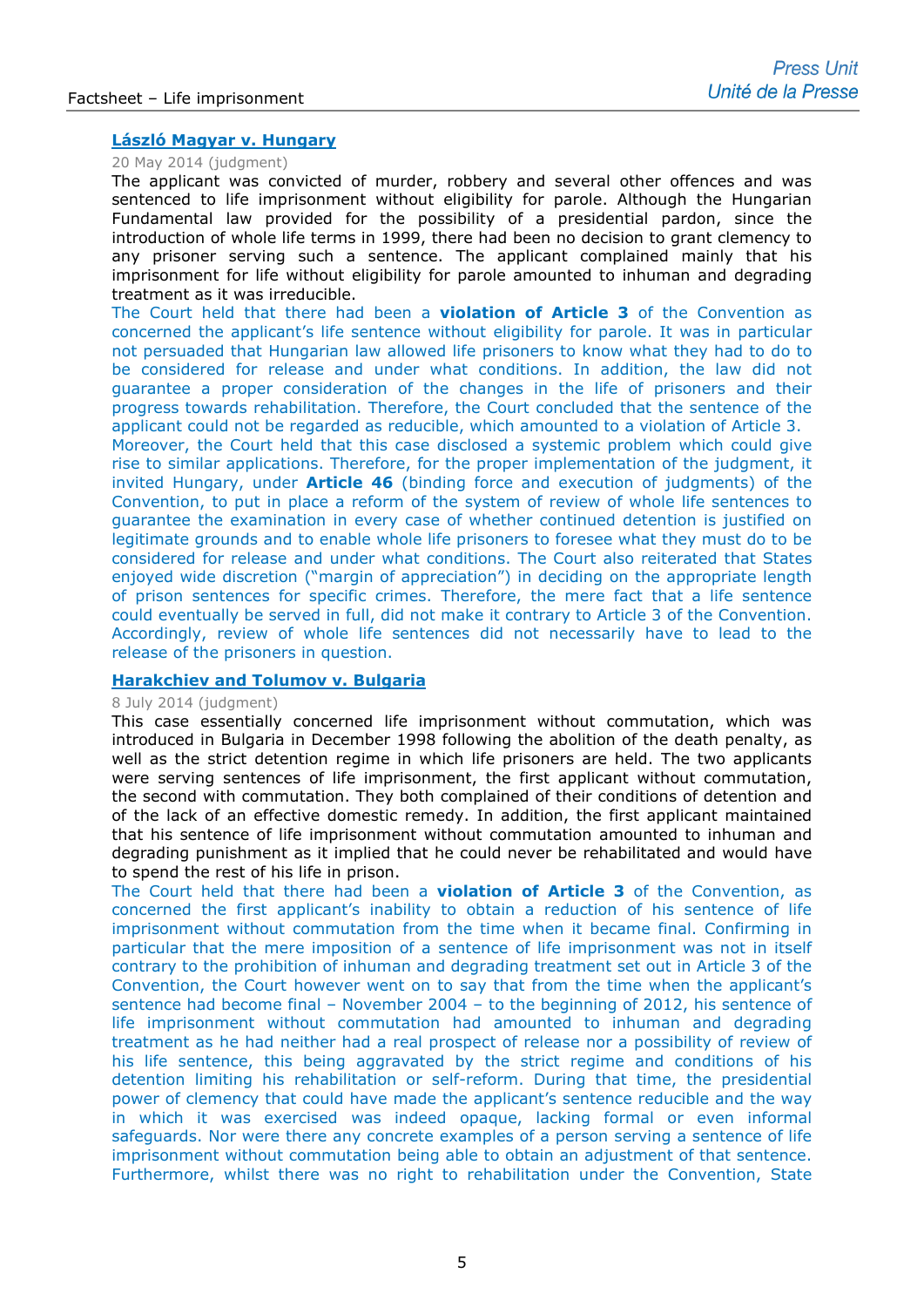### László Magyar v. Hungary

20 May 2014 (judgment)

The applicant was convicted of murder, robbery and several other offences and was sentenced to life imprisonment without eligibility for parole. Although the Hungarian Fundamental law provided for the possibility of a presidential pardon, since the introduction of whole life terms in 1999, there had been no decision to grant clemency to any prisoner serving such a sentence. The applicant complained mainly that his imprisonment for life without eligibility for parole amounted to inhuman and degrading treatment as it was irreducible.

The Court held that there had been a **violation of Article 3** of the Convention as concerned the applicant's life sentence without eligibility for parole. It was in particular not persuaded that Hungarian law allowed life prisoners to know what they had to do to be considered for release and under what conditions. In addition, the law did not guarantee a proper consideration of the changes in the life of prisoners and their progress towards rehabilitation. Therefore, the Court concluded that the sentence of the applicant could not be regarded as reducible, which amounted to a violation of Article 3.

Moreover, the Court held that this case disclosed a systemic problem which could give rise to similar applications. Therefore, for the proper implementation of the judgment, it invited Hungary, under **Article 46** (binding force and execution of judgments) of the Convention, to put in place a reform of the system of review of whole life sentences to guarantee the examination in every case of whether continued detention is justified on legitimate grounds and to enable whole life prisoners to foresee what they must do to be considered for release and under what conditions. The Court also reiterated that States enjoyed wide discretion ("margin of appreciation") in deciding on the appropriate length of prison sentences for specific crimes. Therefore, the mere fact that a life sentence could eventually be served in full, did not make it contrary to Article 3 of the Convention. Accordingly, review of whole life sentences did not necessarily have to lead to the release of the prisoners in question.

### Harakchiev and Tolumov v. Bulgaria

8 July 2014 (judgment)

This case essentially concerned life imprisonment without commutation, which was introduced in Bulgaria in December 1998 following the abolition of the death penalty, as well as the strict detention regime in which life prisoners are held. The two applicants were serving sentences of life imprisonment, the first applicant without commutation, the second with commutation. They both complained of their conditions of detention and of the lack of an effective domestic remedy. In addition, the first applicant maintained that his sentence of life imprisonment without commutation amounted to inhuman and degrading punishment as it implied that he could never be rehabilitated and would have to spend the rest of his life in prison.

The Court held that there had been a **violation of Article 3** of the Convention, as concerned the first applicant's inability to obtain a reduction of his sentence of life imprisonment without commutation from the time when it became final. Confirming in particular that the mere imposition of a sentence of life imprisonment was not in itself contrary to the prohibition of inhuman and degrading treatment set out in Article 3 of the Convention, the Court however went on to say that from the time when the applicant's sentence had become final – November 2004 – to the beginning of 2012, his sentence of life imprisonment without commutation had amounted to inhuman and degrading treatment as he had neither had a real prospect of release nor a possibility of review of his life sentence, this being aggravated by the strict regime and conditions of his detention limiting his rehabilitation or self-reform. During that time, the presidential power of clemency that could have made the applicant's sentence reducible and the way in which it was exercised was indeed opaque, lacking formal or even informal safeguards. Nor were there any concrete examples of a person serving a sentence of life imprisonment without commutation being able to obtain an adjustment of that sentence. Furthermore, whilst there was no right to rehabilitation under the Convention, State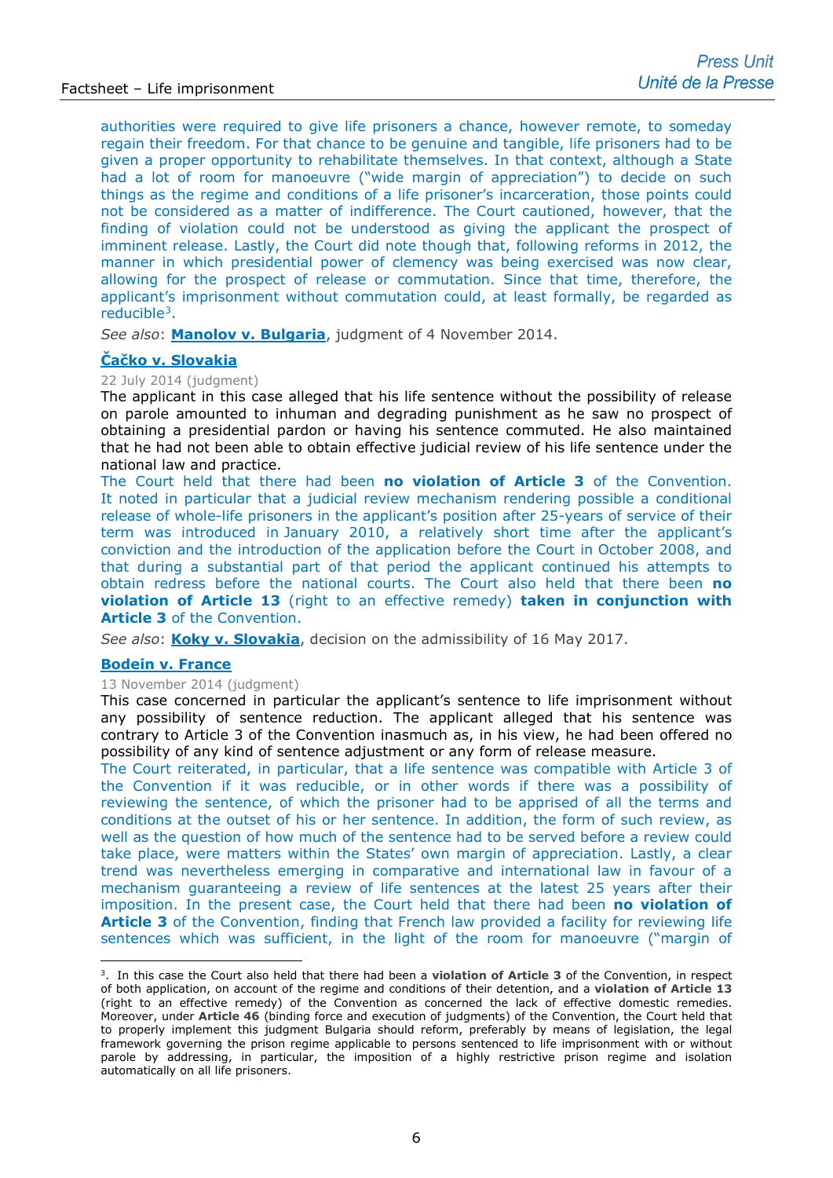authorities were required to give life prisoners a chance, however remote, to someday regain their freedom. For that chance to be genuine and tangible, life prisoners had to be given a proper opportunity to rehabilitate themselves. In that context, although a State had a lot of room for manoeuvre ("wide margin of appreciation") to decide on such things as the regime and conditions of a life prisoner's incarceration, those points could not be considered as a matter of indifference. The Court cautioned, however, that the finding of violation could not be understood as giving the applicant the prospect of imminent release. Lastly, the Court did note though that, following reforms in 2012, the manner in which presidential power of clemency was being exercised was now clear, allowing for the prospect of release or commutation. Since that time, therefore, the applicant's imprisonment without commutation could, at least formally, be regarded as reducible[3].

*See also*: **Manolov v. Bulgaria**, judgment of 4 November 2014.

### Čačko v. Slovakia

22 July 2014 (judgment)

The applicant in this case alleged that his life sentence without the possibility of release on parole amounted to inhuman and degrading punishment as he saw no prospect of obtaining a presidential pardon or having his sentence commuted. He also maintained that he had not been able to obtain effective judicial review of his life sentence under the national law and practice.

The Court held that there had been **no violation of Article 3** of the Convention. It noted in particular that a judicial review mechanism rendering possible a conditional release of whole-life prisoners in the applicant's position after 25-years of service of their term was introduced in January 2010, a relatively short time after the applicant's conviction and the introduction of the application before the Court in October 2008, and that during a substantial part of that period the applicant continued his attempts to obtain redress before the national courts. The Court also held that there been **no violation of Article 13** (right to an effective remedy) **taken in conjunction with Article 3** of the Convention.

*See also*: **Koky v. Slovakia**, decision on the admissibility of 16 May 2017.

### Bodein v. France

13 November 2014 (judgment)

This case concerned in particular the applicant's sentence to life imprisonment without any possibility of sentence reduction. The applicant alleged that his sentence was contrary to Article 3 of the Convention inasmuch as, in his view, he had been offered no possibility of any kind of sentence adjustment or any form of release measure.

The Court reiterated, in particular, that a life sentence was compatible with Article 3 of the Convention if it was reducible, or in other words if there was a possibility of reviewing the sentence, of which the prisoner had to be apprised of all the terms and conditions at the outset of his or her sentence. In addition, the form of such review, as well as the question of how much of the sentence had to be served before a review could take place, were matters within the States' own margin of appreciation. Lastly, a clear trend was nevertheless emerging in comparative and international law in favour of a mechanism guaranteeing a review of life sentences at the latest 25 years after their imposition. In the present case, the Court held that there had been **no violation of Article 3** of the Convention, finding that French law provided a facility for reviewing life sentences which was sufficient, in the light of the room for manoeuvre ("margin of

---

[3]. In this case the Court also held that there had been a **violation of Article 3** of the Convention, in respect of both application, on account of the regime and conditions of their detention, and a **violation of Article 13** (right to an effective remedy) of the Convention as concerned the lack of effective domestic remedies. Moreover, under **Article 46** (binding force and execution of judgments) of the Convention, the Court held that to properly implement this judgment Bulgaria should reform, preferably by means of legislation, the legal framework governing the prison regime applicable to persons sentenced to life imprisonment with or without parole by addressing, in particular, the imposition of a highly restrictive prison regime and isolation automatically on all life prisoners.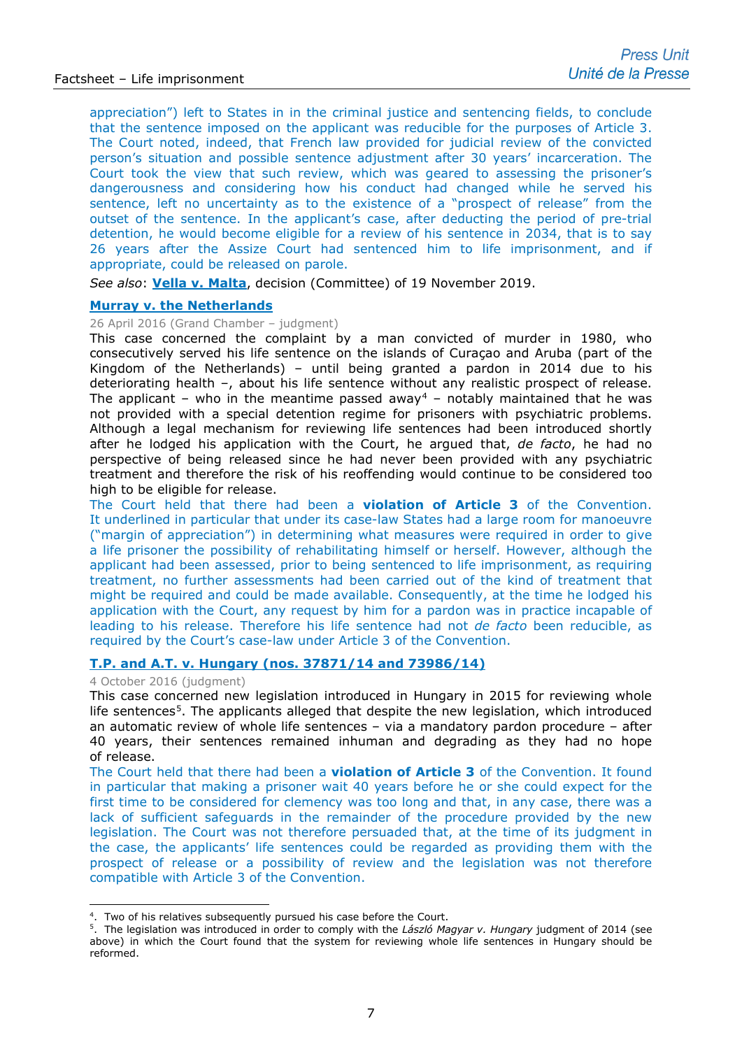appreciation") left to States in in the criminal justice and sentencing fields, to conclude that the sentence imposed on the applicant was reducible for the purposes of Article 3. The Court noted, indeed, that French law provided for judicial review of the convicted person's situation and possible sentence adjustment after 30 years' incarceration. The Court took the view that such review, which was geared to assessing the prisoner's dangerousness and considering how his conduct had changed while he served his sentence, left no uncertainty as to the existence of a "prospect of release" from the outset of the sentence. In the applicant's case, after deducting the period of pre-trial detention, he would become eligible for a review of his sentence in 2034, that is to say 26 years after the Assize Court had sentenced him to life imprisonment, and if appropriate, could be released on parole.

*See also*: **Vella v. Malta**, decision (Committee) of 19 November 2019.

### Murray v. the Netherlands

26 April 2016 (Grand Chamber – judgment)

This case concerned the complaint by a man convicted of murder in 1980, who consecutively served his life sentence on the islands of Curaçao and Aruba (part of the Kingdom of the Netherlands) – until being granted a pardon in 2014 due to his deteriorating health –, about his life sentence without any realistic prospect of release. The applicant – who in the meantime passed away[4] – notably maintained that he was not provided with a special detention regime for prisoners with psychiatric problems. Although a legal mechanism for reviewing life sentences had been introduced shortly after he lodged his application with the Court, he argued that, *de facto*, he had no perspective of being released since he had never been provided with any psychiatric treatment and therefore the risk of his reoffending would continue to be considered too high to be eligible for release.

The Court held that there had been a **violation of Article 3** of the Convention. It underlined in particular that under its case-law States had a large room for manoeuvre ("margin of appreciation") in determining what measures were required in order to give a life prisoner the possibility of rehabilitating himself or herself. However, although the applicant had been assessed, prior to being sentenced to life imprisonment, as requiring treatment, no further assessments had been carried out of the kind of treatment that might be required and could be made available. Consequently, at the time he lodged his application with the Court, any request by him for a pardon was in practice incapable of leading to his release. Therefore his life sentence had not *de facto* been reducible, as required by the Court's case-law under Article 3 of the Convention.

### T.P. and A.T. v. Hungary (nos. 37871/14 and 73986/14)

4 October 2016 (judgment)

This case concerned new legislation introduced in Hungary in 2015 for reviewing whole life sentences[5]. The applicants alleged that despite the new legislation, which introduced an automatic review of whole life sentences – via a mandatory pardon procedure – after 40 years, their sentences remained inhuman and degrading as they had no hope of release.

The Court held that there had been a **violation of Article 3** of the Convention. It found in particular that making a prisoner wait 40 years before he or she could expect for the first time to be considered for clemency was too long and that, in any case, there was a lack of sufficient safeguards in the remainder of the procedure provided by the new legislation. The Court was not therefore persuaded that, at the time of its judgment in the case, the applicants' life sentences could be regarded as providing them with the prospect of release or a possibility of review and the legislation was not therefore compatible with Article 3 of the Convention.

---

[4]. Two of his relatives subsequently pursued his case before the Court.

[5]. The legislation was introduced in order to comply with the *László Magyar v. Hungary* judgment of 2014 (see above) in which the Court found that the system for reviewing whole life sentences in Hungary should be reformed.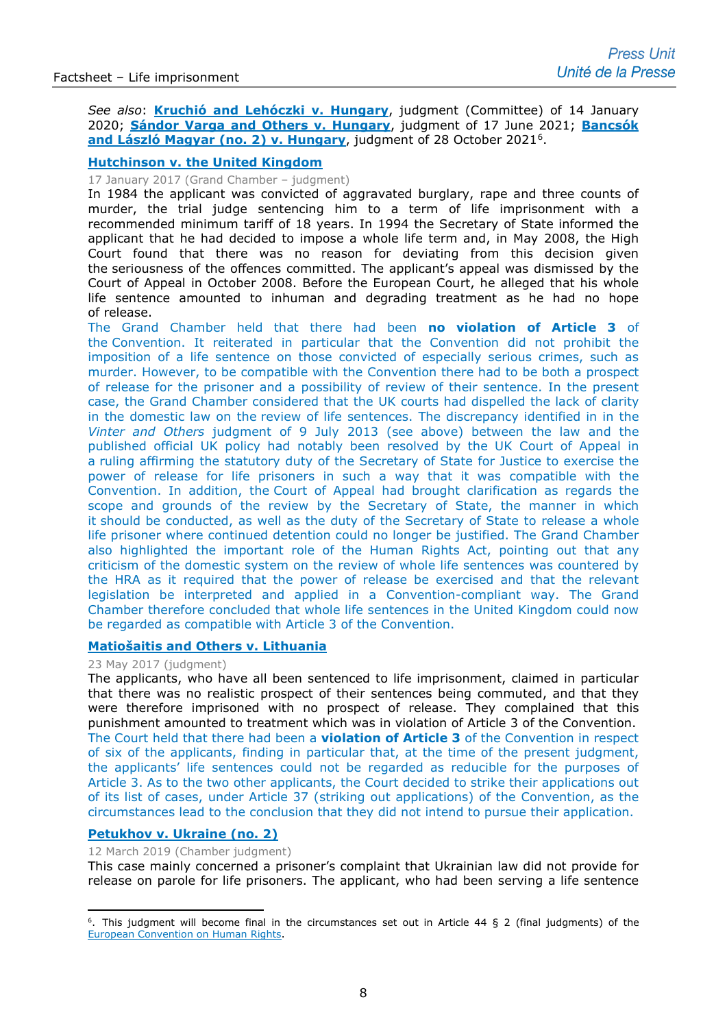*See also*: **Kruchió and Lehóczki v. Hungary**, judgment (Committee) of 14 January 2020; **Sándor Varga and Others v. Hungary**, judgment of 17 June 2021; **Bancsók and László Magyar (no. 2) v. Hungary**, judgment of 28 October 2021[6].

### Hutchinson v. the United Kingdom

17 January 2017 (Grand Chamber – judgment)

In 1984 the applicant was convicted of aggravated burglary, rape and three counts of murder, the trial judge sentencing him to a term of life imprisonment with a recommended minimum tariff of 18 years. In 1994 the Secretary of State informed the applicant that he had decided to impose a whole life term and, in May 2008, the High Court found that there was no reason for deviating from this decision given the seriousness of the offences committed. The applicant's appeal was dismissed by the Court of Appeal in October 2008. Before the European Court, he alleged that his whole life sentence amounted to inhuman and degrading treatment as he had no hope of release.

The Grand Chamber held that there had been **no violation of Article 3** of the Convention. It reiterated in particular that the Convention did not prohibit the imposition of a life sentence on those convicted of especially serious crimes, such as murder. However, to be compatible with the Convention there had to be both a prospect of release for the prisoner and a possibility of review of their sentence. In the present case, the Grand Chamber considered that the UK courts had dispelled the lack of clarity in the domestic law on the review of life sentences. The discrepancy identified in in the *Vinter and Others* judgment of 9 July 2013 (see above) between the law and the published official UK policy had notably been resolved by the UK Court of Appeal in a ruling affirming the statutory duty of the Secretary of State for Justice to exercise the power of release for life prisoners in such a way that it was compatible with the Convention. In addition, the Court of Appeal had brought clarification as regards the scope and grounds of the review by the Secretary of State, the manner in which it should be conducted, as well as the duty of the Secretary of State to release a whole life prisoner where continued detention could no longer be justified. The Grand Chamber also highlighted the important role of the Human Rights Act, pointing out that any criticism of the domestic system on the review of whole life sentences was countered by the HRA as it required that the power of release be exercised and that the relevant legislation be interpreted and applied in a Convention-compliant way. The Grand Chamber therefore concluded that whole life sentences in the United Kingdom could now be regarded as compatible with Article 3 of the Convention.

### Matiošaitis and Others v. Lithuania

23 May 2017 (judgment)

The applicants, who have all been sentenced to life imprisonment, claimed in particular that there was no realistic prospect of their sentences being commuted, and that they were therefore imprisoned with no prospect of release. They complained that this punishment amounted to treatment which was in violation of Article 3 of the Convention.

The Court held that there had been a **violation of Article 3** of the Convention in respect of six of the applicants, finding in particular that, at the time of the present judgment, the applicants' life sentences could not be regarded as reducible for the purposes of Article 3. As to the two other applicants, the Court decided to strike their applications out of its list of cases, under Article 37 (striking out applications) of the Convention, as the circumstances lead to the conclusion that they did not intend to pursue their application.

### Petukhov v. Ukraine (no. 2)

12 March 2019 (Chamber judgment)

This case mainly concerned a prisoner's complaint that Ukrainian law did not provide for release on parole for life prisoners. The applicant, who had been serving a life sentence

---

[6]. This judgment will become final in the circumstances set out in Article 44 § 2 (final judgments) of the European Convention on Human Rights.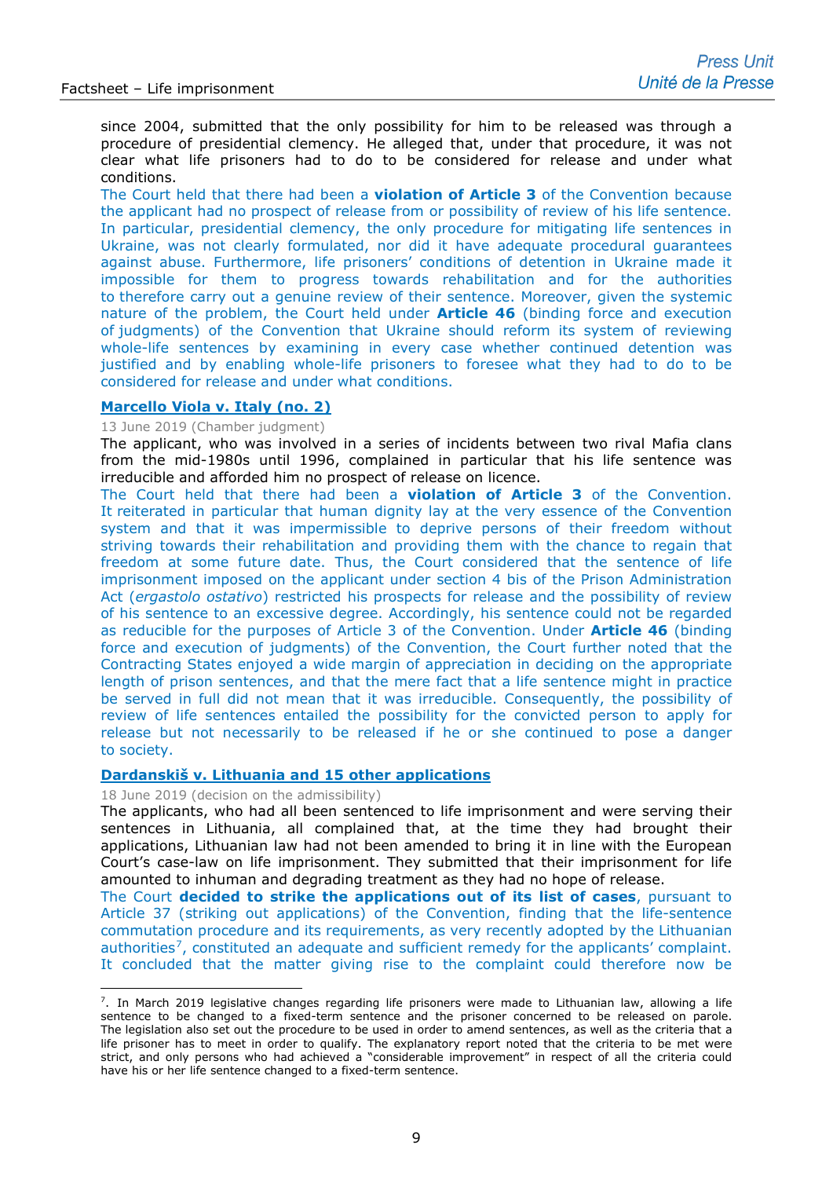since 2004, submitted that the only possibility for him to be released was through a procedure of presidential clemency. He alleged that, under that procedure, it was not clear what life prisoners had to do to be considered for release and under what conditions.

The Court held that there had been a **violation of Article 3** of the Convention because the applicant had no prospect of release from or possibility of review of his life sentence. In particular, presidential clemency, the only procedure for mitigating life sentences in Ukraine, was not clearly formulated, nor did it have adequate procedural guarantees against abuse. Furthermore, life prisoners' conditions of detention in Ukraine made it impossible for them to progress towards rehabilitation and for the authorities to therefore carry out a genuine review of their sentence. Moreover, given the systemic nature of the problem, the Court held under **Article 46** (binding force and execution of judgments) of the Convention that Ukraine should reform its system of reviewing whole-life sentences by examining in every case whether continued detention was justified and by enabling whole-life prisoners to foresee what they had to do to be considered for release and under what conditions.

**Marcello Viola v. Italy (no. 2)**

13 June 2019 (Chamber judgment)

The applicant, who was involved in a series of incidents between two rival Mafia clans from the mid-1980s until 1996, complained in particular that his life sentence was irreducible and afforded him no prospect of release on licence.

The Court held that there had been a **violation of Article 3** of the Convention. It reiterated in particular that human dignity lay at the very essence of the Convention system and that it was impermissible to deprive persons of their freedom without striving towards their rehabilitation and providing them with the chance to regain that freedom at some future date. Thus, the Court considered that the sentence of life imprisonment imposed on the applicant under section 4 bis of the Prison Administration Act (*ergastolo ostativo*) restricted his prospects for release and the possibility of review of his sentence to an excessive degree. Accordingly, his sentence could not be regarded as reducible for the purposes of Article 3 of the Convention. Under **Article 46** (binding force and execution of judgments) of the Convention, the Court further noted that the Contracting States enjoyed a wide margin of appreciation in deciding on the appropriate length of prison sentences, and that the mere fact that a life sentence might in practice be served in full did not mean that it was irreducible. Consequently, the possibility of review of life sentences entailed the possibility for the convicted person to apply for release but not necessarily to be released if he or she continued to pose a danger to society.

**Dardanskiš v. Lithuania and 15 other applications**

18 June 2019 (decision on the admissibility)

The applicants, who had all been sentenced to life imprisonment and were serving their sentences in Lithuania, all complained that, at the time they had brought their applications, Lithuanian law had not been amended to bring it in line with the European Court's case-law on life imprisonment. They submitted that their imprisonment for life amounted to inhuman and degrading treatment as they had no hope of release.

The Court **decided to strike the applications out of its list of cases**, pursuant to Article 37 (striking out applications) of the Convention, finding that the life-sentence commutation procedure and its requirements, as very recently adopted by the Lithuanian authorities[7], constituted an adequate and sufficient remedy for the applicants' complaint. It concluded that the matter giving rise to the complaint could therefore now be

[7]. In March 2019 legislative changes regarding life prisoners were made to Lithuanian law, allowing a life sentence to be changed to a fixed-term sentence and the prisoner concerned to be released on parole. The legislation also set out the procedure to be used in order to amend sentences, as well as the criteria that a life prisoner has to meet in order to qualify. The explanatory report noted that the criteria to be met were strict, and only persons who had achieved a "considerable improvement" in respect of all the criteria could have his or her life sentence changed to a fixed-term sentence.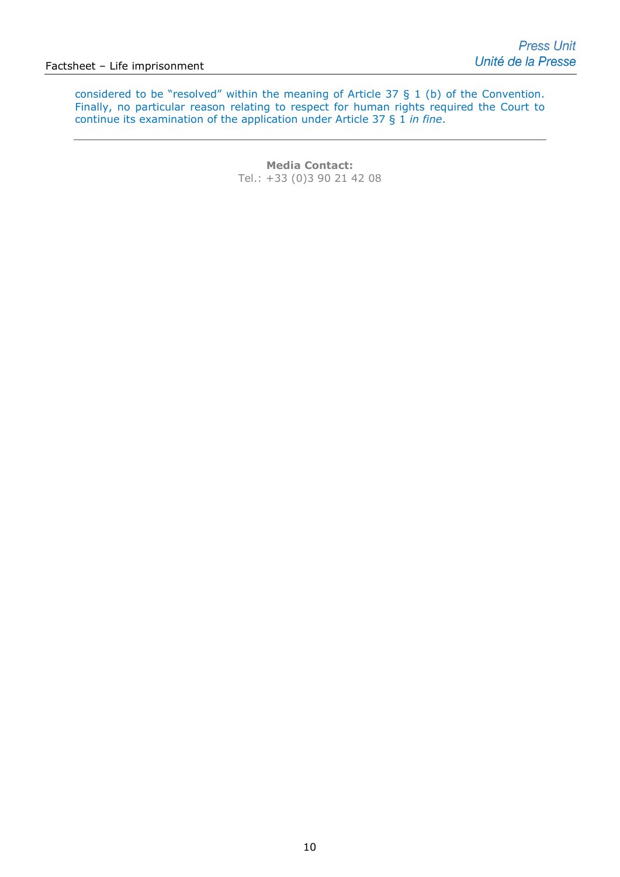considered to be "resolved" within the meaning of Article 37 § 1 (b) of the Convention. Finally, no particular reason relating to respect for human rights required the Court to continue its examination of the application under Article 37 § 1 *in fine*.

---

**Media Contact:**
Tel.: +33 (0)3 90 21 42 08